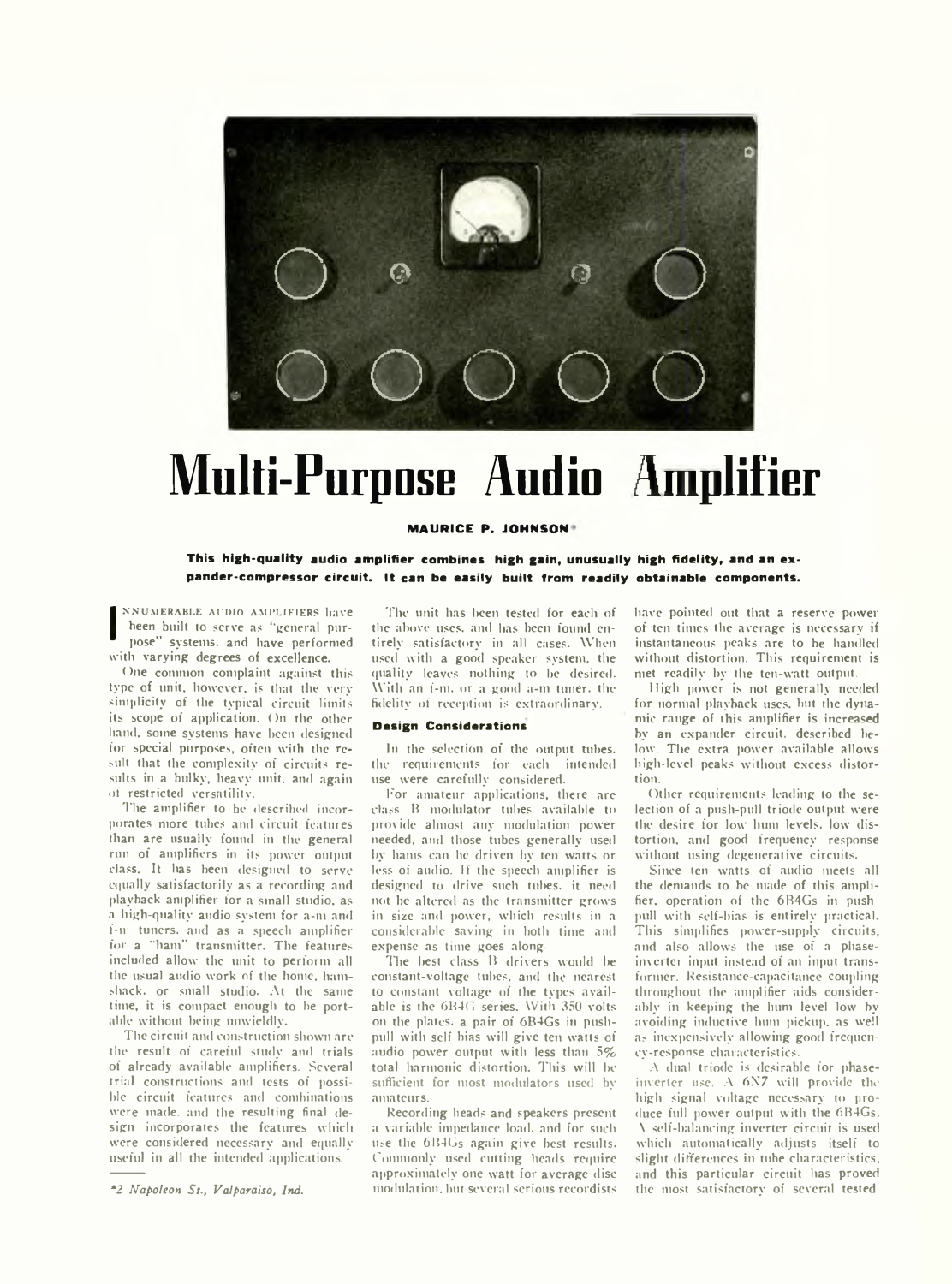# Multi-Purpose Audio Amplifier

**MAURICE P. JOHNSON***

**This high-quality audio amplifier combines high gain, unusually high fidelity, and an expander-compressor circuit. It can be easily built from readily obtainable components.**

INNUMERABLE AUDIO AMPLIFIERS have been built to serve as "general purpose" systems, and have performed with varying degrees of excellence.

One common complaint against this type of unit, however, is that the very simplicity of the typical circuit limits its scope of application. On the other hand, some systems have been designed for special purposes, often with the result that the complexity of circuits results in a bulky, heavy unit, and again of restricted versatility.

The amplifier to be described incorporates more tubes and circuit features than are usually found in the general run of amplifiers in its power output class. It has been designed to serve equally satisfactorily as a recording and playback amplifier for a small studio, as a high-quality audio system for a-m and f-m tuners, and as a speech amplifier for a "ham" transmitter. The features included allow the unit to perform all the usual audio work of the home, ham-shack, or small studio. At the same time, it is compact enough to be portable without being unwieldy.

The circuit and construction shown are the result of careful study and trials of already available amplifiers. Several trial constructions and tests of possible circuit features and combinations were made, and the resulting final design incorporates the features which were considered necessary and equally useful in all the intended applications.

*2 Napoleon St., Valparaiso, Ind.

The unit has been tested for each of the above uses, and has been found entirely satisfactory in all cases. When used with a good speaker system, the quality leaves nothing to be desired. With an f-m, or a good a-m tuner, the fidelity of reception is extraordinary.

## Design Considerations

In the selection of the output tubes, the requirements for each intended use were carefully considered.

For amateur applications, there are class B modulator tubes available to provide almost any modulation power needed, and those tubes generally used by hams can be driven by ten watts or less of audio. If the speech amplifier is designed to drive such tubes, it need not be altered as the transmitter grows in size and power, which results in a considerable saving in both time and expense as time goes along.

The best class B drivers would be constant-voltage tubes, and the nearest to constant voltage of the types available is the 6B4G series. With 350 volts on the plates, a pair of 6B4Gs in push-pull with self bias will give ten watts of audio power output with less than 5% total harmonic distortion. This will be sufficient for most modulators used by amateurs.

Recording heads and speakers present a variable impedance load, and for such use the 6B4Gs again give best results. Commonly used cutting heads require approximately one watt for average disc modulation, but several serious recordists have pointed out that a reserve power of ten times the average is necessary if instantaneous peaks are to be handled without distortion. This requirement is met readily by the ten-watt output.

High power is not generally needed for normal playback uses, but the dynamic range of this amplifier is increased by an expander circuit, described below. The extra power available allows high-level peaks without excess distortion.

Other requirements leading to the selection of a push-pull triode output were the desire for low hum levels, low distortion, and good frequency response without using degenerative circuits.

Since ten watts of audio meets all the demands to be made of this amplifier, operation of the 6B4Gs in push-pull with self-bias is entirely practical. This simplifies power-supply circuits, and also allows the use of a phase-inverter input instead of an input transformer. Resistance-capacitance coupling throughout the amplifier aids considerably in keeping the hum level low by avoiding inductive hum pickup, as well as inexpensively allowing good frequency-response characteristics.

A dual triode is desirable for phase-inverter use. A 6N7 will provide the high signal voltage necessary to produce full power output with the 6B4Gs. A self-balancing inverter circuit is used which automatically adjusts itself to slight differences in tube characteristics, and this particular circuit has proved the most satisfactory of several tested.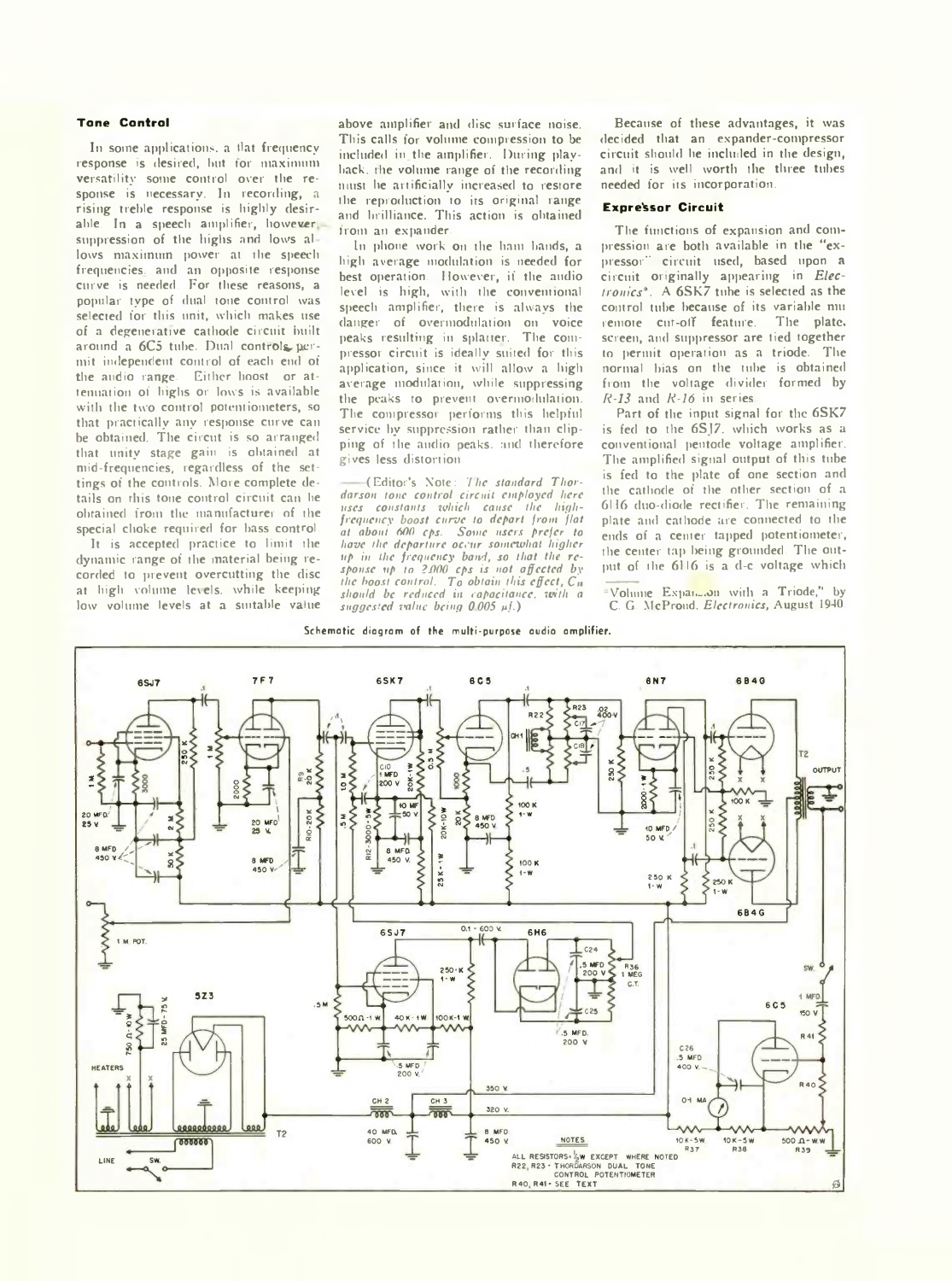### Tone Control

In some applications, a flat frequency response is desired, but for maximum versatility some control over the response is necessary. In recording, a rising treble response is highly desirable. In a speech amplifier, however, suppression of the highs and lows allows maximum power at the speech frequencies, and an opposite response curve is needed. For these reasons, a popular type of dual tone control was selected for this unit, which makes use of a degenerative cathode circuit built around a 6C5 tube. Dual controls permit independent control of each end of the audio range. Either boost or attenuation of highs or lows is available with the two control potentiometers, so that practically any response curve can be obtained. The circuit is so arranged that unity stage gain is obtained at mid-frequencies, regardless of the settings of the controls. More complete details on this tone control circuit can be obtained from the manufacturer of the special choke required for bass control.

It is accepted practice to limit the dynamic range of the material being recorded to prevent overcutting the disc at high volume levels, while keeping low volume levels at a suitable value above amplifier and disc surface noise. This calls for volume compression to be included in the amplifier. During playback, the volume range of the recording must be artificially increased to restore the reproduction to its original range and brilliance. This action is obtained from an expander.

In phone work on the ham bands, a high average modulation is needed for best operation. However, if the audio level is high, with the conventional speech amplifier, there is always the danger of overmodulation on voice peaks resulting in splatter. The compressor circuit is ideally suited for this application, since it will allow a high average modulation, while suppressing the peaks to prevent overmodulation. The compressor performs this helpful service by suppression rather than clipping of the audio peaks, and therefore gives less distortion.

—(Editor's Note: *The standard Thordarson tone control circuit employed here uses constants which cause the high-frequency boost curve to depart from flat at about 600 cps. Some users prefer to have the departure occur somewhat higher up in the frequency band, so that the response up to 2,000 cps is not affected by the boost control. To obtain this effect, $C_{18}$ should be reduced in capacitance, with a suggested value being 0.005 μf.*)

Because of these advantages, it was decided that an expander-compressor circuit should be included in the design, and it is well worth the three tubes needed for its incorporation.

### Expressor Circuit

The functions of expansion and compression are both available in the "expressor" circuit used, based upon a circuit originally appearing in *Electronics*\*. A 6SK7 tube is selected as the control tube because of its variable mu remote cut-off feature. The plate, screen, and suppressor are tied together to permit operation as a triode. The normal bias on the tube is obtained from the voltage divider formed by *R-13* and *R-16* in series.

Part of the input signal for the 6SK7 is fed to the 6SJ7, which works as a conventional pentode voltage amplifier. The amplified signal output of this tube is fed to the plate of one section and the cathode of the other section of a 6H6 duo-diode rectifier. The remaining plate and cathode are connected to the ends of a center tapped potentiometer, the center tap being grounded. The output of the 6H6 is a d-c voltage which

\*"Volume Expansion with a Triode," by C. G. McProud, *Electronics*, August 1940.

Schematic diagram of the multi-purpose audio amplifier.

NOTES
ALL RESISTORS-½W EXCEPT WHERE NOTED
R22, R23- THORDARSON DUAL TONE CONTROL POTENTIOMETER
R40, R41- SEE TEXT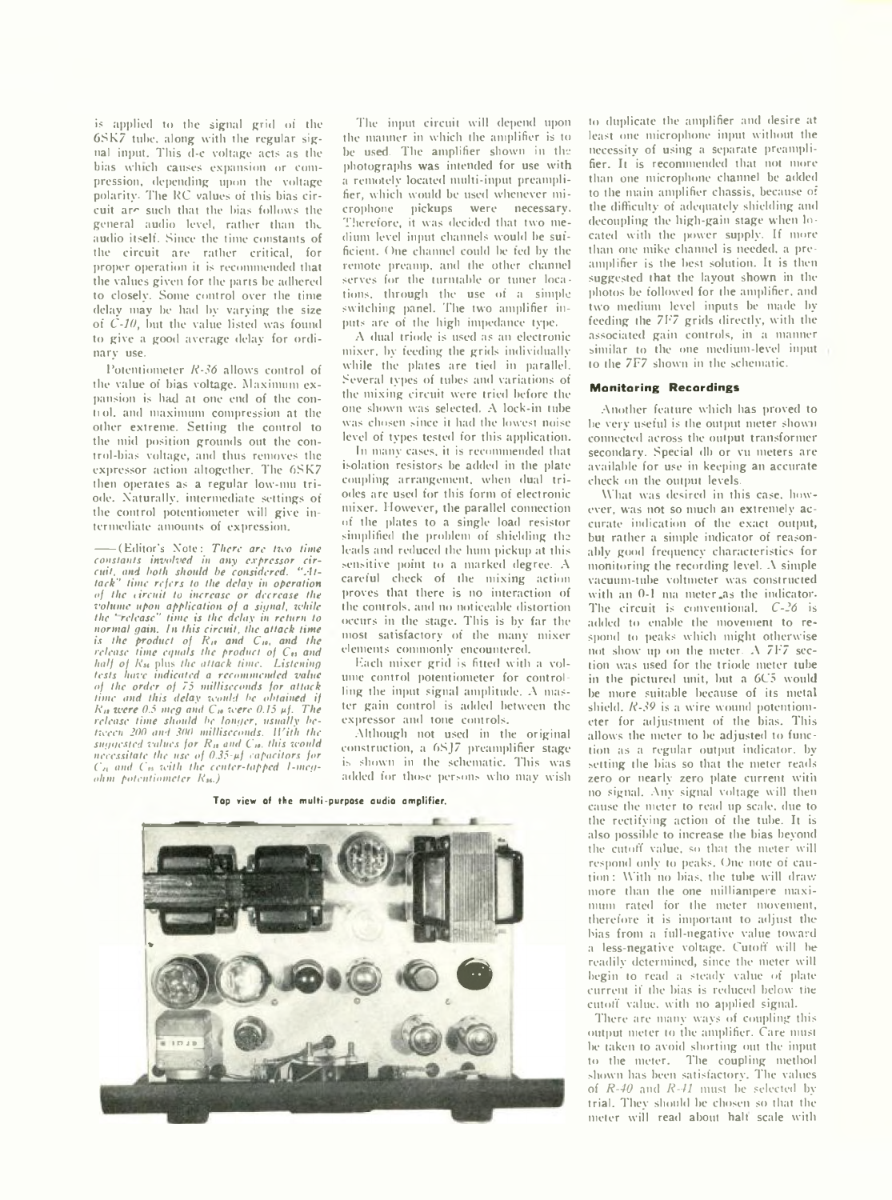is applied to the signal grid of the 6SK7 tube, along with the regular signal input. This d-c voltage acts as the bias which causes expansion or compression, depending upon the voltage polarity. The RC values of this bias circuit are such that the bias follows the general audio level, rather than the audio itself. Since the time constants of the circuit are rather critical, for proper operation it is recommended that the values given for the parts be adhered to closely. Some control over the time delay may be had by varying the size of *C-10*, but the value listed was found to give a good average delay for ordinary use.

Potentiometer *R-36* allows control of the value of bias voltage. Maximum expansion is had at one end of the control, and maximum compression at the other extreme. Setting the control to the mid position grounds out the control-bias voltage, and thus removes the expressor action altogether. The 6SK7 then operates as a regular low-mu triode. Naturally, intermediate settings of the control potentiometer will give intermediate amounts of expansion.

——(Editor's Note: *There are two time constants involved in any expressor circuit, and both should be considered. "Attack" time refers to the delay in operation of the circuit to increase or decrease the volume upon application of a signal, while the "release" time is the delay in return to normal gain. In this circuit, the attack time is the product of $R_{11}$ and $C_{10}$, and the release time equals the product of $C_{11}$ and half of $R_{36}$ plus the attack time. Listening tests have indicated a recommended value of the order of 75 milliseconds for attack time and this delay would be obtained if $R_{11}$ were 0.5 meg and $C_{10}$ were 0.15 µf. The release time should be longer, usually between 200 and 300 milliseconds. With the suggested values for $R_{11}$ and $C_{10}$, this would necessitate the use of 0.35-µf capacitors for $C_{11}$ and $C_{12}$ with the center-tapped 1-megohm potentiometer $R_{36}$.*)

The input circuit will depend upon the manner in which the amplifier is to be used. The amplifier shown in the photographs was intended for use with a remotely located multi-input preamplifier, which would be used whenever microphone pickups were necessary. Therefore, it was decided that two medium level input channels would be sufficient. One channel could be fed by the remote preamp, and the other channel serves for the turntable or tuner locations, through the use of a simple switching panel. The two amplifier inputs are of the high impedance type.

A dual triode is used as an electronic mixer, by feeding the grids individually while the plates are tied in parallel. Several types of tubes and variations of the mixing circuit were tried before the one shown was selected. A lock-in tube was chosen since it had the lowest noise level of types tested for this application.

In many cases, it is recommended that isolation resistors be added in the plate coupling arrangement, when dual triodes are used for this form of electronic mixer. However, the parallel connection of the plates to a single load resistor simplified the problem of shielding the leads and reduced the hum pickup at this sensitive point to a marked degree. A careful check of the mixing action proves that there is no interaction of the controls, and no noticeable distortion occurs in the stage. This is by far the most satisfactory of the many mixer elements commonly encountered.

Each mixer grid is fitted with a volume control potentiometer for controlling the input signal amplitude. A master gain control is added between the expressor and tone controls.

Although not used in the original construction, a 6SJ7 preamplifier stage is shown in the schematic. This was added for those persons who may wish to duplicate the amplifier and desire at least one microphone input without the necessity of using a separate preamplifier. It is recommended that not more than one microphone channel be added to the main amplifier chassis, because of the difficulty of adequately shielding and decoupling the high-gain stage when located with the power supply. If more than one mike channel is needed, a preamplifier is the best solution. It is then suggested that the layout shown in the photos be followed for the amplifier, and two medium level inputs be made by feeding the 7F7 grids directly, with the associated gain controls, in a manner similar to the one medium-level input to the 7F7 shown in the schematic.

**Top view of the multi-purpose audio amplifier.**

### Monitoring Recordings

Another feature which has proved to be very useful is the output meter shown connected across the output transformer secondary. Special db or vu meters are available for use in keeping an accurate check on the output levels.

What was desired in this case, however, was not so much an extremely accurate indication of the exact output, but rather a simple indicator of reasonably good frequency characteristics for monitoring the recording level. A simple vacuum-tube voltmeter was constructed with an 0-1 ma meter as the indicator. The circuit is conventional. *C-26* is added to enable the movement to respond to peaks which might otherwise not show up on the meter. A 7F7 section was used for the triode meter tube in the pictured unit, but a 6C5 would be more suitable because of its metal shield. *R-39* is a wire wound potentiometer for adjustment of the bias. This allows the meter to be adjusted to function as a regular output indicator, by setting the bias so that the meter reads zero or nearly zero plate current with no signal. Any signal voltage will then cause the meter to read up scale, due to the rectifying action of the tube. It is also possible to increase the bias beyond the cutoff value, so that the meter will respond only to peaks. One note of caution: With no bias, the tube will draw more than the one milliampere maximum rated for the meter movement, therefore it is important to adjust the bias from a full-negative value toward a less-negative voltage. Cutoff will be readily determined, since the meter will begin to read a steady value of plate current if the bias is reduced below the cutoff value, with no applied signal.

There are many ways of coupling this output meter to the amplifier. Care must be taken to avoid shorting out the input to the meter. The coupling method shown has been satisfactory. The values of *R-40* and *R-41* must be selected by trial. They should be chosen so that the meter will read about half scale with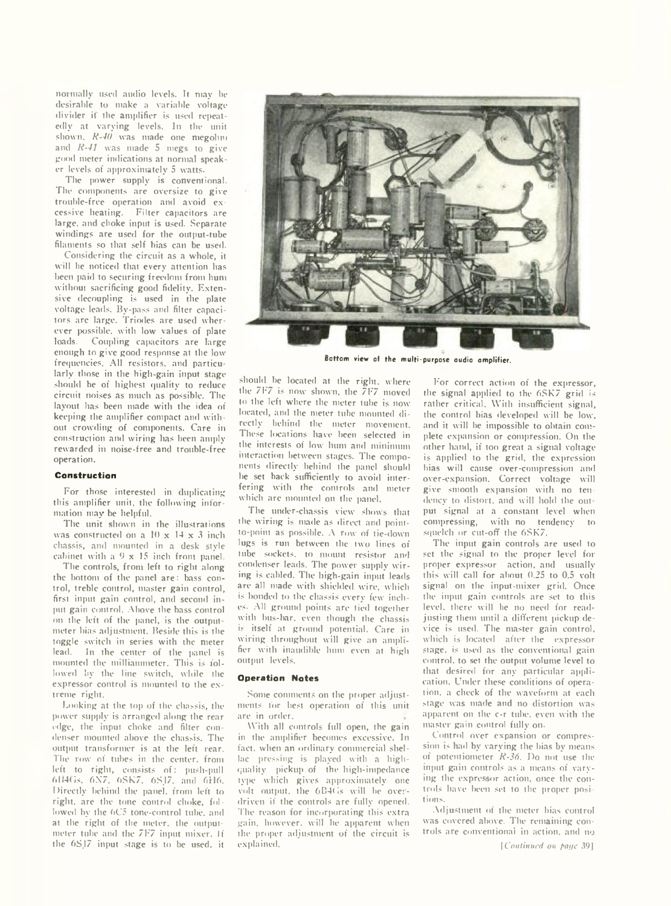normally used audio levels. It may be desirable to make a variable voltage divider if the amplifier is used repeatedly at varying levels. In the unit shown, *R-40* was made one megohm and *R-41* was made 5 megs to give good meter indications at normal speaker levels of approximately 5 watts.

The power supply is conventional. The components are oversize to give trouble-free operation and avoid excessive heating. Filter capacitors are large, and choke input is used. Separate windings are used for the output-tube filaments so that self bias can be used.

Considering the circuit as a whole, it will be noticed that every attention has been paid to securing freedom from hum without sacrificing good fidelity. Extensive decoupling is used in the plate voltage leads. By-pass and filter capacitors are large. Triodes are used wherever possible, with low values of plate loads. Coupling capacitors are large enough to give good response at the low frequencies. All resistors, and particularly those in the high-gain input stage should be of highest quality to reduce circuit noises as much as possible. The layout has been made with the idea of keeping the amplifier compact and without crowding of components. Care in construction and wiring has been amply rewarded in noise-free and trouble-free operation.

### Construction

For those interested in duplicating this amplifier unit, the following information may be helpful.

The unit shown in the illustrations was constructed on a 10 x 14 x 3 inch chassis, and mounted in a desk style cabinet with a 9 x 15 inch front panel.

The controls, from left to right along the bottom of the panel are: bass control, treble control, master gain control, first input gain control, and second input gain control. Above the bass control on the left of the panel, is the output-meter bias adjustment. Beside this is the toggle switch in series with the meter lead. In the center of the panel is mounted the milliammeter. This is followed by the line switch, while the expressor control is mounted to the extreme right.

Looking at the top of the chassis, the power supply is arranged along the rear edge, the input choke and filter condenser mounted above the chassis. The output transformer is at the left rear. The row of tubes in the center, from left to right, consists of: push-pull 6B4Gs, 6N7, 6SK7, 6SJ7, and 6H6. Directly behind the panel, from left to right, are the tone control choke, followed by the 6C5 tone-control tube, and at the right of the meter, the output-meter tube and the 7F7 input mixer. If the 6SJ7 input stage is to be used, it should be located at the right, where the 7F7 is now shown, the 7F7 moved to the left where the meter tube is now located, and the meter tube mounted directly behind the meter movement. These locations have been selected in the interests of low hum and minimum interaction between stages. The components directly behind the panel should be set back sufficiently to avoid interfering with the controls and meter which are mounted on the panel.

Bottom view of the multi-purpose audio amplifier.

The under-chassis view shows that the wiring is made as direct and point-to-point as possible. A row of tie-down lugs is run between the two lines of tube sockets, to mount resistor and condenser leads. The power supply wiring is cabled. The high-gain input leads are all made with shielded wire, which is bonded to the chassis every few inches. All ground points are tied together with bus-bar, even though the chassis is itself at ground potential. Care in wiring throughout will give an amplifier with inaudible hum even at high output levels.

### Operation Notes

Some comments on the proper adjustments for best operation of this unit are in order.

With all controls full open, the gain in the amplifier becomes excessive. In fact, when an ordinary commercial shellac pressing is played with a high-quality pickup of the high-impedance type which gives approximately one volt output, the 6B4Gs will be overdriven if the controls are fully opened. The reason for incorporating this extra gain, however, will be apparent when the proper adjustment of the circuit is explained.

For correct action of the expressor, the signal applied to the 6SK7 grid is rather critical. With insufficient signal, the control bias developed will be low, and it will be impossible to obtain complete expansion or compression. On the other hand, if too great a signal voltage is applied to the grid, the expression bias will cause over-compression and over-expansion. Correct voltage will give smooth expansion with no tendency to distort, and will hold the output signal at a constant level when compressing, with no tendency to squelch or cut-off the 6SK7.

The input gain controls are used to set the signal to the proper level for proper expressor action, and usually this will call for about 0.25 to 0.5 volt signal on the input-mixer grid. Once the input gain controls are set to this level, there will be no need for readjusting them until a different pickup device is used. The master gain control, which is located after the expressor stage, is used as the conventional gain control, to set the output volume level to that desired for any particular application. Under these conditions of operation, a check of the waveform at each stage was made and no distortion was apparent on the c-r tube, even with the master gain control fully on.

Control over expansion or compression is had by varying the bias by means of potentiometer *R-36*. Do not use the input gain controls as a means of varying the expressor action, once the controls have been set to the proper positions.

Adjustment of the meter bias control was covered above. The remaining controls are conventional in action, and no

*[Continued on page 39]*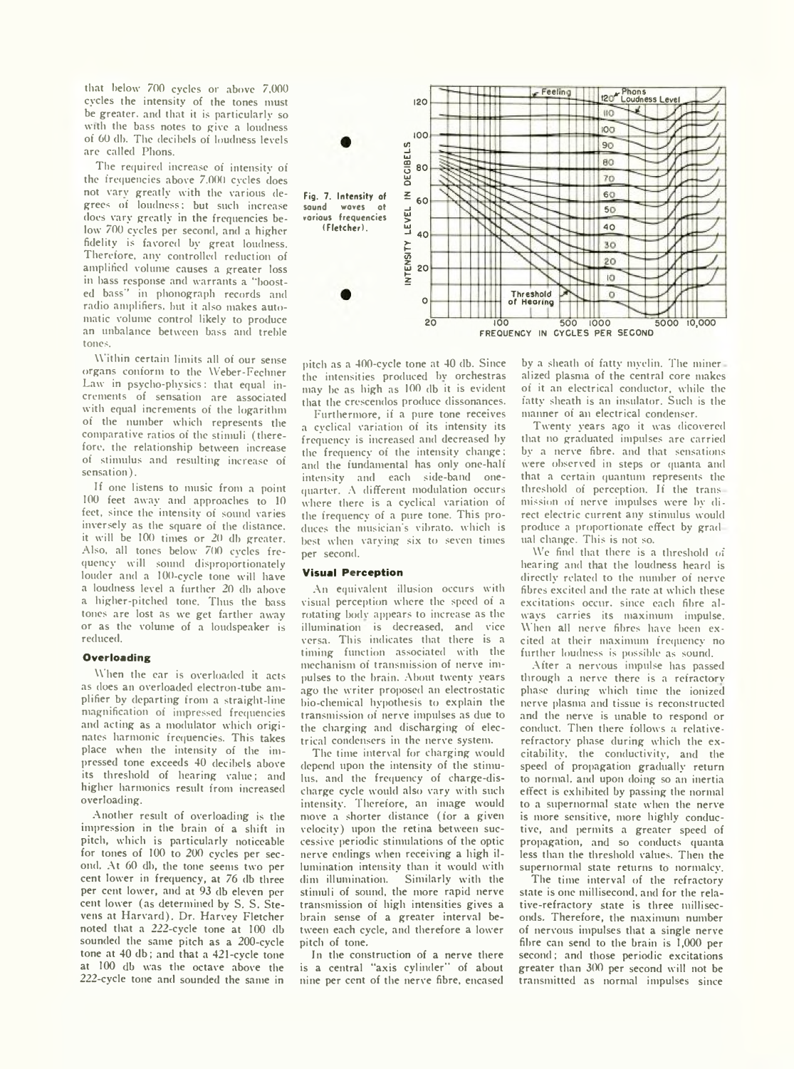that below 700 cycles or above 7,000 cycles the intensity of the tones must be greater, and that it is particularly so with the bass notes to give a loudness of 60 db. The decibels of loudness levels are called Phons.

The required increase of intensity of the frequencies above 7,000 cycles does not vary greatly with the various degrees of loudness; but such increase does vary greatly in the frequencies below 700 cycles per second, and a higher fidelity is favored by great loudness. Therefore, any controlled reduction of amplified volume causes a greater loss in bass response and warrants a "boosted bass" in phonograph records and radio amplifiers, but it also makes automatic volume control likely to produce an unbalance between bass and treble tones.

Within certain limits all of our sense organs conform to the Weber-Fechner Law in psycho-physics: that equal increments of sensation are associated with equal increments of the logarithm of the number which represents the comparative ratios of the stimuli (therefore, the relationship between increase of stimulus and resulting increase of sensation).

If one listens to music from a point 100 feet away and approaches to 10 feet, since the intensity of sound varies inversely as the square of the distance, it will be 100 times or 20 db greater. Also, all tones below 700 cycles frequency will sound disproportionately louder and a 100-cycle tone will have a loudness level a further 20 db above a higher-pitched tone. Thus the bass tones are lost as we get farther away or as the volume of a loudspeaker is reduced.

Fig. 7. Intensity of sound waves at various frequencies (Fletcher).

### Overloading

When the ear is overloaded it acts as does an overloaded electron-tube amplifier by departing from a straight-line magnification of impressed frequencies and acting as a modulator which originates harmonic frequencies. This takes place when the intensity of the impressed tone exceeds 40 decibels above its threshold of hearing value; and higher harmonics result from increased overloading.

Another result of overloading is the impression in the brain of a shift in pitch, which is particularly noticeable for tones of 100 to 200 cycles per second. At 60 db, the tone seems two per cent lower in frequency, at 76 db three per cent lower, and at 93 db eleven per cent lower (as determined by S. S. Stevens at Harvard). Dr. Harvey Fletcher noted that a 222-cycle tone at 100 db sounded the same pitch as a 200-cycle tone at 40 db; and that a 421-cycle tone at 100 db was the octave above the 222-cycle tone and sounded the same in pitch as a 400-cycle tone at 40 db. Since the intensities produced by orchestras may be as high as 100 db it is evident that the crescendos produce dissonances.

Furthermore, if a pure tone receives a cyclical variation of its intensity its frequency is increased and decreased by the frequency of the intensity change; and the fundamental has only one-half intensity and each side-band one-quarter. A different modulation occurs where there is a cyclical variation of the frequency of a pure tone. This produces the musician's vibrato, which is best when varying six to seven times per second.

### Visual Perception

An equivalent illusion occurs with visual perception where the speed of a rotating body appears to increase as the illumination is decreased, and vice versa. This indicates that there is a timing function associated with the mechanism of transmission of nerve impulses to the brain. About twenty years ago the writer proposed an electrostatic bio-chemical hypothesis to explain the transmission of nerve impulses as due to the charging and discharging of electrical condensers in the nerve system.

The time interval for charging would depend upon the intensity of the stimulus, and the frequency of charge-discharge cycle would also vary with such intensity. Therefore, an image would move a shorter distance (for a given velocity) upon the retina between successive periodic stimulations of the optic nerve endings when receiving a high illumination intensity than it would with dim illumination. Similarly with the stimuli of sound, the more rapid nerve transmission of high intensities gives a brain sense of a greater interval between each cycle, and therefore a lower pitch of tone.

In the construction of a nerve there is a central "axis cylinder" of about nine per cent of the nerve fibre, encased by a sheath of fatty myelin. The mineralized plasma of the central core makes of it an electrical conductor, while the fatty sheath is an insulator. Such is the manner of an electrical condenser.

Twenty years ago it was dicovered that no graduated impulses are carried by a nerve fibre, and that sensations were observed in steps or quanta and that a certain quantum represents the threshold of perception. If the transmission of nerve impulses were by direct electric current any stimulus would produce a proportionate effect by gradual change. This is not so.

We find that there is a threshold of hearing and that the loudness heard is directly related to the number of nerve fibres excited and the rate at which these excitations occur, since each fibre always carries its maximum impulse. When all nerve fibres have been excited at their maximum frequency no further loudness is possible as sound.

After a nervous impulse has passed through a nerve there is a refractory phase during which time the ionized nerve plasma and tissue is reconstructed and the nerve is unable to respond or conduct. Then there follows a relative-refractory phase during which the excitability, the conductivity, and the speed of propagation gradually return to normal, and upon doing so an inertia effect is exhibited by passing the normal to a supernormal state when the nerve is more sensitive, more highly conductive, and permits a greater speed of propagation, and so conducts quanta less than the threshold values. Then the supernormal state returns to normalcy.

The time interval of the refractory state is one millisecond, and for the relative-refractory state is three milliseconds. Therefore, the maximum number of nervous impulses that a single nerve fibre can send to the brain is 1,000 per second; and those periodic excitations greater than 300 per second will not be transmitted as normal impulses since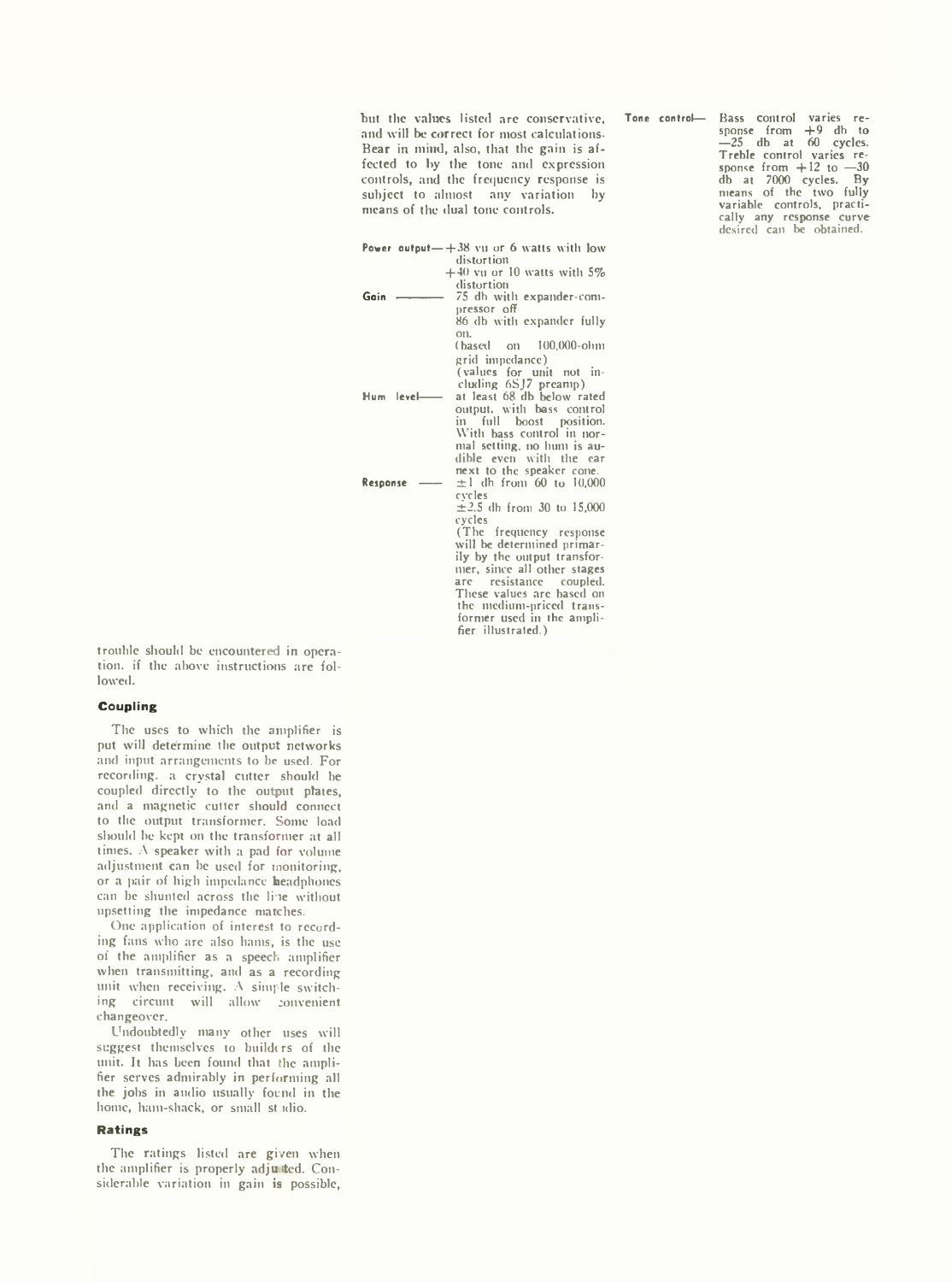trouble should be encountered in operation, if the above instructions are followed.

### Coupling

The uses to which the amplifier is put will determine the output networks and input arrangements to be used. For recording, a crystal cutter should be coupled directly to the output plates, and a magnetic cutter should connect to the output transformer. Some load should be kept on the transformer at all times. A speaker with a pad for volume adjustment can be used for monitoring, or a pair of high impedance headphones can be shunted across the line without upsetting the impedance matches.

One application of interest to recording fans who are also hams, is the use of the amplifier as a speech amplifier when transmitting, and as a recording unit when receiving. A simple switching circuit will allow convenient changeover.

Undoubtedly many other uses will suggest themselves to builders of the unit. It has been found that the amplifier serves admirably in performing all the jobs in audio usually found in the home, ham-shack, or small studio.

### Ratings

The ratings listed are given when the amplifier is properly adjusted. Considerable variation in gain is possible, but the values listed are conservative, and will be correct for most calculations. Bear in mind, also, that the gain is affected to by the tone and expression controls, and the frequency response is subject to almost any variation by means of the dual tone controls.

**Power output**— +38 vu or 6 watts with low distortion
+40 vu or 10 watts with 5% distortion

**Gain** — 75 db with expander-compressor off
86 db with expander fully on.
(based on 100,000-ohm grid impedance)
(values for unit not including 6SJ7 preamp)

**Hum level**— at least 68 db below rated output, with bass control in full boost position. With bass control in normal setting, no hum is audible even with the ear next to the speaker cone.

**Response** — ±1 db from 60 to 10,000 cycles
±2.5 db from 30 to 15,000 cycles
(The frequency response will be determined primarily by the output transformer, since all other stages are resistance coupled. These values are based on the medium-priced transformer used in the amplifier illustrated.)

**Tone control**— Bass control varies response from +9 db to —25 db at 60 cycles. Treble control varies response from +12 to —30 db at 7000 cycles. By means of the two fully variable controls, practically any response curve desired can be obtained.